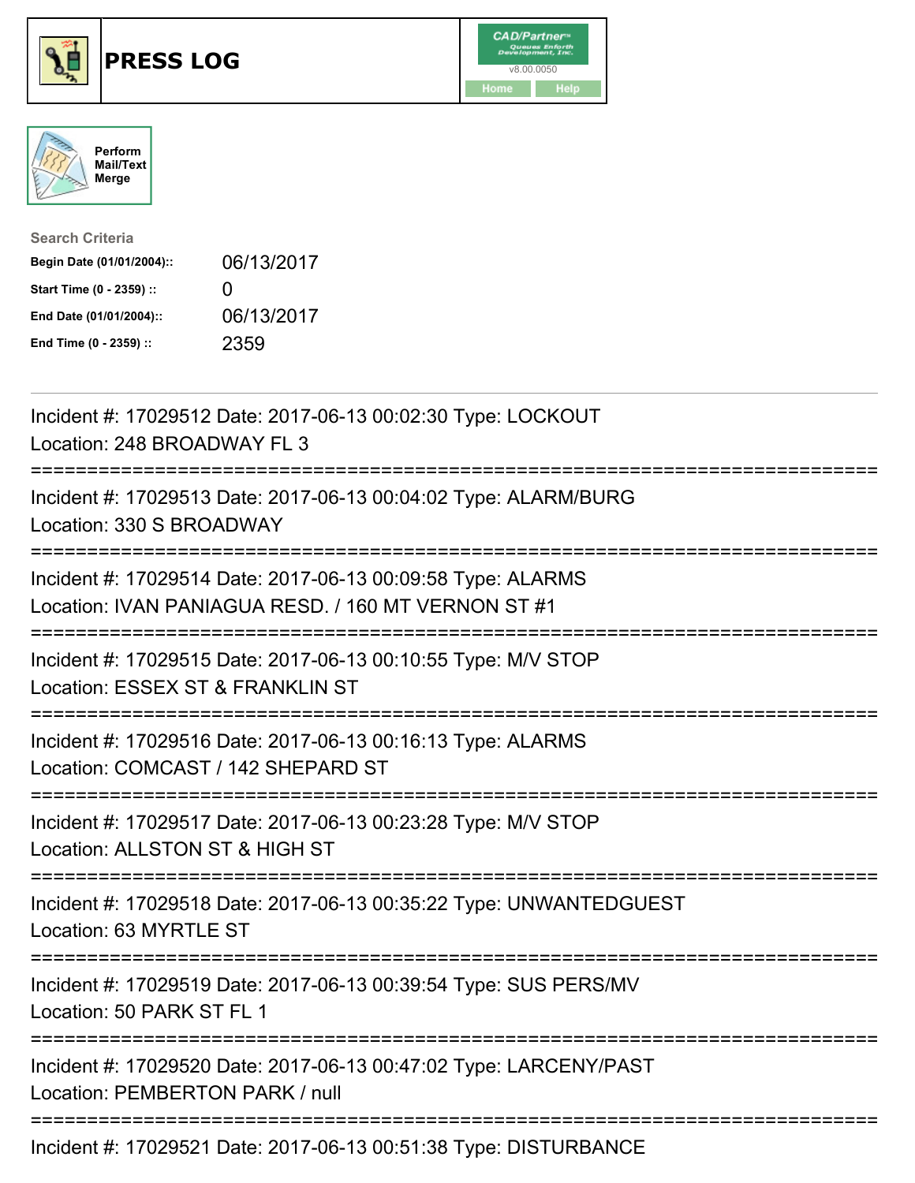# PRESS LOG

Perform Mail/Text Merge

**Search Criteria**

| | |
|---|---|
| **Begin Date (01/01/2004)::** | 06/13/2017 |
| **Start Time (0 - 2359) ::** | 0 |
| **End Date (01/01/2004)::** | 06/13/2017 |
| **End Time (0 - 2359) ::** | 2359 |

Incident #: 17029512 Date: 2017-06-13 00:02:30 Type: LOCKOUT
Location: 248 BROADWAY FL 3

===========================================================================

Incident #: 17029513 Date: 2017-06-13 00:04:02 Type: ALARM/BURG
Location: 330 S BROADWAY

===========================================================================

Incident #: 17029514 Date: 2017-06-13 00:09:58 Type: ALARMS
Location: IVAN PANIAGUA RESD. / 160 MT VERNON ST #1

===========================================================================

Incident #: 17029515 Date: 2017-06-13 00:10:55 Type: M/V STOP
Location: ESSEX ST & FRANKLIN ST

===========================================================================

Incident #: 17029516 Date: 2017-06-13 00:16:13 Type: ALARMS
Location: COMCAST / 142 SHEPARD ST

===========================================================================

Incident #: 17029517 Date: 2017-06-13 00:23:28 Type: M/V STOP
Location: ALLSTON ST & HIGH ST

===========================================================================

Incident #: 17029518 Date: 2017-06-13 00:35:22 Type: UNWANTEDGUEST
Location: 63 MYRTLE ST

===========================================================================

Incident #: 17029519 Date: 2017-06-13 00:39:54 Type: SUS PERS/MV
Location: 50 PARK ST FL 1

===========================================================================

Incident #: 17029520 Date: 2017-06-13 00:47:02 Type: LARCENY/PAST
Location: PEMBERTON PARK / null

===========================================================================

Incident #: 17029521 Date: 2017-06-13 00:51:38 Type: DISTURBANCE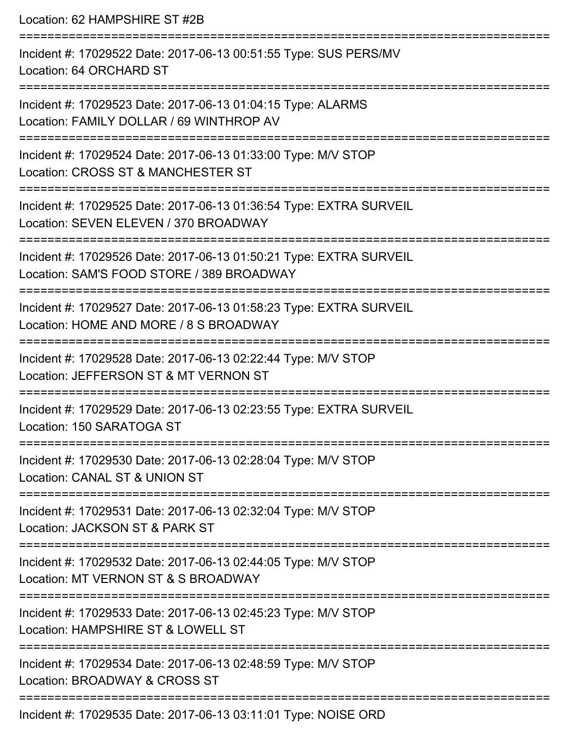Location: 62 HAMPSHIRE ST #2B

===========================================================================

Incident #: 17029522 Date: 2017-06-13 00:51:55 Type: SUS PERS/MV
Location: 64 ORCHARD ST

===========================================================================

Incident #: 17029523 Date: 2017-06-13 01:04:15 Type: ALARMS
Location: FAMILY DOLLAR / 69 WINTHROP AV

===========================================================================

Incident #: 17029524 Date: 2017-06-13 01:33:00 Type: M/V STOP
Location: CROSS ST & MANCHESTER ST

===========================================================================

Incident #: 17029525 Date: 2017-06-13 01:36:54 Type: EXTRA SURVEIL
Location: SEVEN ELEVEN / 370 BROADWAY

===========================================================================

Incident #: 17029526 Date: 2017-06-13 01:50:21 Type: EXTRA SURVEIL
Location: SAM'S FOOD STORE / 389 BROADWAY

===========================================================================

Incident #: 17029527 Date: 2017-06-13 01:58:23 Type: EXTRA SURVEIL
Location: HOME AND MORE / 8 S BROADWAY

===========================================================================

Incident #: 17029528 Date: 2017-06-13 02:22:44 Type: M/V STOP
Location: JEFFERSON ST & MT VERNON ST

===========================================================================

Incident #: 17029529 Date: 2017-06-13 02:23:55 Type: EXTRA SURVEIL
Location: 150 SARATOGA ST

===========================================================================

Incident #: 17029530 Date: 2017-06-13 02:28:04 Type: M/V STOP
Location: CANAL ST & UNION ST

===========================================================================

Incident #: 17029531 Date: 2017-06-13 02:32:04 Type: M/V STOP
Location: JACKSON ST & PARK ST

===========================================================================

Incident #: 17029532 Date: 2017-06-13 02:44:05 Type: M/V STOP
Location: MT VERNON ST & S BROADWAY

===========================================================================

Incident #: 17029533 Date: 2017-06-13 02:45:23 Type: M/V STOP
Location: HAMPSHIRE ST & LOWELL ST

===========================================================================

Incident #: 17029534 Date: 2017-06-13 02:48:59 Type: M/V STOP
Location: BROADWAY & CROSS ST

===========================================================================

Incident #: 17029535 Date: 2017-06-13 03:11:01 Type: NOISE ORD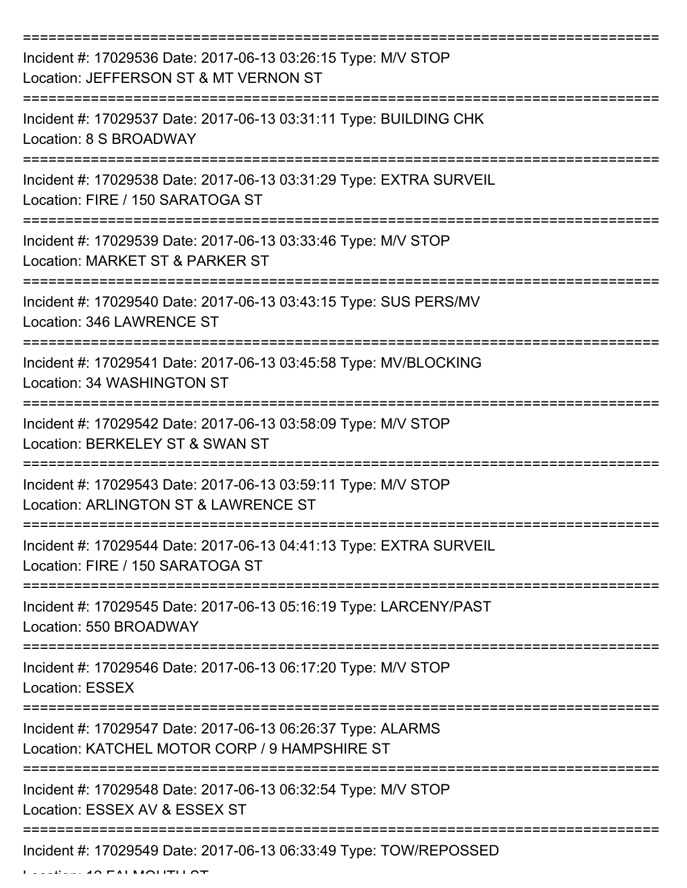Incident #: 17029536 Date: 2017-06-13 03:26:15 Type: M/V STOP
Location: JEFFERSON ST & MT VERNON ST

Incident #: 17029537 Date: 2017-06-13 03:31:11 Type: BUILDING CHK
Location: 8 S BROADWAY

Incident #: 17029538 Date: 2017-06-13 03:31:29 Type: EXTRA SURVEIL
Location: FIRE / 150 SARATOGA ST

Incident #: 17029539 Date: 2017-06-13 03:33:46 Type: M/V STOP
Location: MARKET ST & PARKER ST

Incident #: 17029540 Date: 2017-06-13 03:43:15 Type: SUS PERS/MV
Location: 346 LAWRENCE ST

Incident #: 17029541 Date: 2017-06-13 03:45:58 Type: MV/BLOCKING
Location: 34 WASHINGTON ST

Incident #: 17029542 Date: 2017-06-13 03:58:09 Type: M/V STOP
Location: BERKELEY ST & SWAN ST

Incident #: 17029543 Date: 2017-06-13 03:59:11 Type: M/V STOP
Location: ARLINGTON ST & LAWRENCE ST

Incident #: 17029544 Date: 2017-06-13 04:41:13 Type: EXTRA SURVEIL
Location: FIRE / 150 SARATOGA ST

Incident #: 17029545 Date: 2017-06-13 05:16:19 Type: LARCENY/PAST
Location: 550 BROADWAY

Incident #: 17029546 Date: 2017-06-13 06:17:20 Type: M/V STOP
Location: ESSEX

Incident #: 17029547 Date: 2017-06-13 06:26:37 Type: ALARMS
Location: KATCHEL MOTOR CORP / 9 HAMPSHIRE ST

Incident #: 17029548 Date: 2017-06-13 06:32:54 Type: M/V STOP
Location: ESSEX AV & ESSEX ST

Incident #: 17029549 Date: 2017-06-13 06:33:49 Type: TOW/REPOSSED
Location: 12 FALMOUTH ST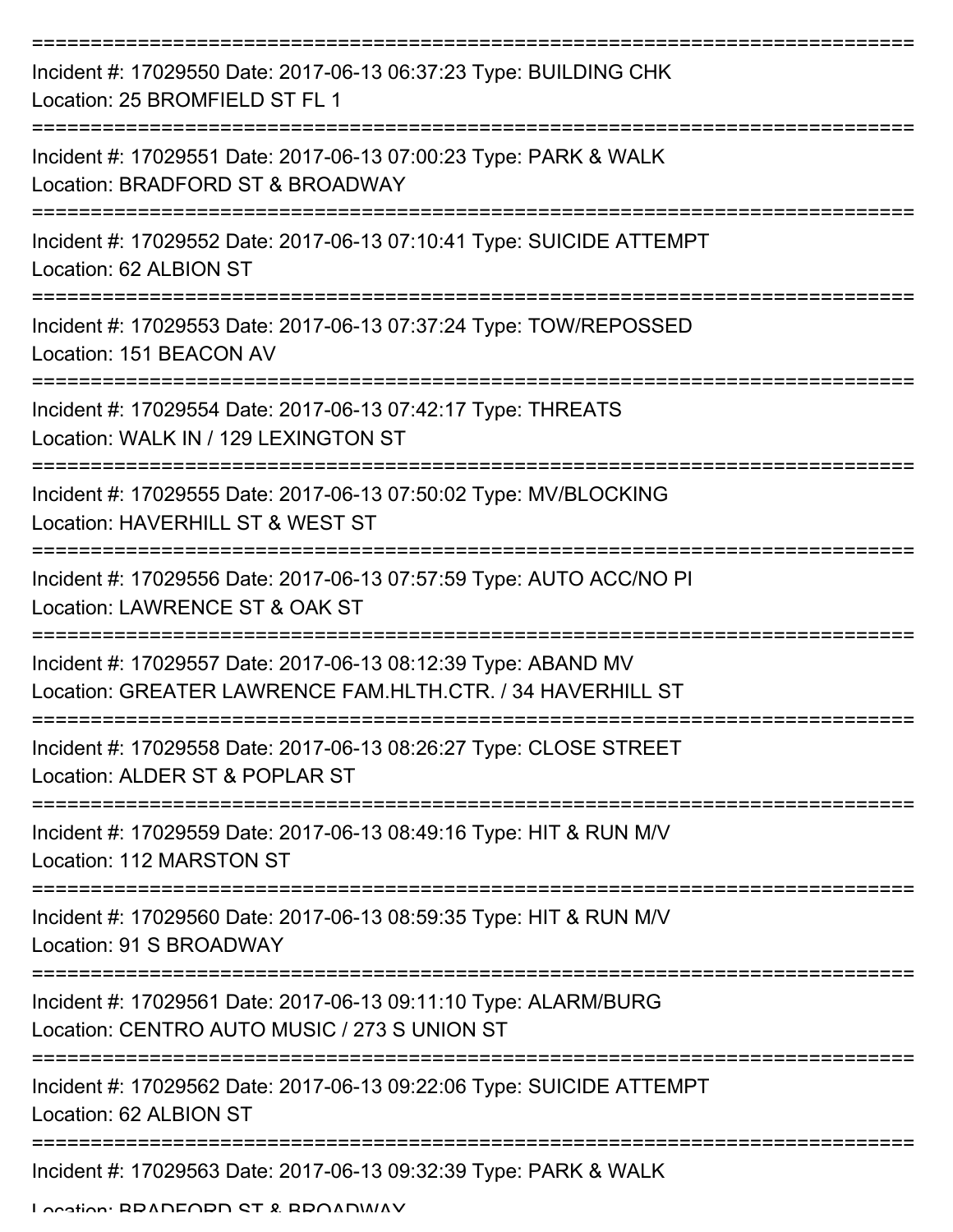===========================================================================

Incident #: 17029550 Date: 2017-06-13 06:37:23 Type: BUILDING CHK

Location: 25 BROMFIELD ST FL 1

===========================================================================

Incident #: 17029551 Date: 2017-06-13 07:00:23 Type: PARK & WALK

Location: BRADFORD ST & BROADWAY

===========================================================================

Incident #: 17029552 Date: 2017-06-13 07:10:41 Type: SUICIDE ATTEMPT

Location: 62 ALBION ST

===========================================================================

Incident #: 17029553 Date: 2017-06-13 07:37:24 Type: TOW/REPOSSED

Location: 151 BEACON AV

===========================================================================

Incident #: 17029554 Date: 2017-06-13 07:42:17 Type: THREATS

Location: WALK IN / 129 LEXINGTON ST

===========================================================================

Incident #: 17029555 Date: 2017-06-13 07:50:02 Type: MV/BLOCKING

Location: HAVERHILL ST & WEST ST

===========================================================================

Incident #: 17029556 Date: 2017-06-13 07:57:59 Type: AUTO ACC/NO PI

Location: LAWRENCE ST & OAK ST

===========================================================================

Incident #: 17029557 Date: 2017-06-13 08:12:39 Type: ABAND MV

Location: GREATER LAWRENCE FAM.HLTH.CTR. / 34 HAVERHILL ST

===========================================================================

Incident #: 17029558 Date: 2017-06-13 08:26:27 Type: CLOSE STREET

Location: ALDER ST & POPLAR ST

===========================================================================

Incident #: 17029559 Date: 2017-06-13 08:49:16 Type: HIT & RUN M/V

Location: 112 MARSTON ST

===========================================================================

Incident #: 17029560 Date: 2017-06-13 08:59:35 Type: HIT & RUN M/V

Location: 91 S BROADWAY

===========================================================================

Incident #: 17029561 Date: 2017-06-13 09:11:10 Type: ALARM/BURG

Location: CENTRO AUTO MUSIC / 273 S UNION ST

===========================================================================

Incident #: 17029562 Date: 2017-06-13 09:22:06 Type: SUICIDE ATTEMPT

Location: 62 ALBION ST

===========================================================================

Incident #: 17029563 Date: 2017-06-13 09:32:39 Type: PARK & WALK

Location: BRADFORD ST & BROADWAY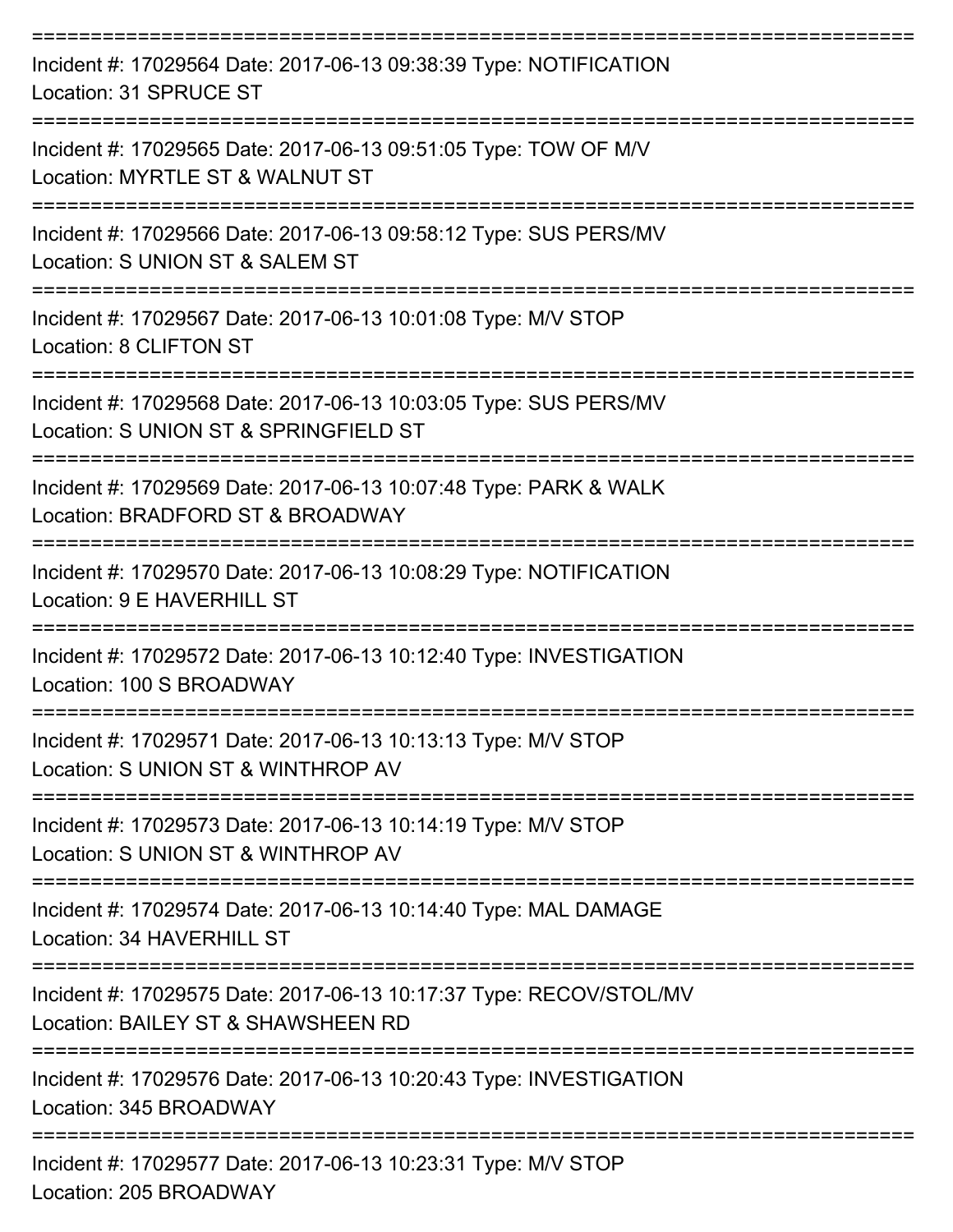===========================================================================

Incident #: 17029564 Date: 2017-06-13 09:38:39 Type: NOTIFICATION

Location: 31 SPRUCE ST

===========================================================================

Incident #: 17029565 Date: 2017-06-13 09:51:05 Type: TOW OF M/V

Location: MYRTLE ST & WALNUT ST

===========================================================================

Incident #: 17029566 Date: 2017-06-13 09:58:12 Type: SUS PERS/MV

Location: S UNION ST & SALEM ST

===========================================================================

Incident #: 17029567 Date: 2017-06-13 10:01:08 Type: M/V STOP

Location: 8 CLIFTON ST

===========================================================================

Incident #: 17029568 Date: 2017-06-13 10:03:05 Type: SUS PERS/MV

Location: S UNION ST & SPRINGFIELD ST

===========================================================================

Incident #: 17029569 Date: 2017-06-13 10:07:48 Type: PARK & WALK

Location: BRADFORD ST & BROADWAY

===========================================================================

Incident #: 17029570 Date: 2017-06-13 10:08:29 Type: NOTIFICATION

Location: 9 E HAVERHILL ST

===========================================================================

Incident #: 17029572 Date: 2017-06-13 10:12:40 Type: INVESTIGATION

Location: 100 S BROADWAY

===========================================================================

Incident #: 17029571 Date: 2017-06-13 10:13:13 Type: M/V STOP

Location: S UNION ST & WINTHROP AV

===========================================================================

Incident #: 17029573 Date: 2017-06-13 10:14:19 Type: M/V STOP

Location: S UNION ST & WINTHROP AV

===========================================================================

Incident #: 17029574 Date: 2017-06-13 10:14:40 Type: MAL DAMAGE

Location: 34 HAVERHILL ST

===========================================================================

Incident #: 17029575 Date: 2017-06-13 10:17:37 Type: RECOV/STOL/MV

Location: BAILEY ST & SHAWSHEEN RD

===========================================================================

Incident #: 17029576 Date: 2017-06-13 10:20:43 Type: INVESTIGATION

Location: 345 BROADWAY

===========================================================================

Incident #: 17029577 Date: 2017-06-13 10:23:31 Type: M/V STOP

Location: 205 BROADWAY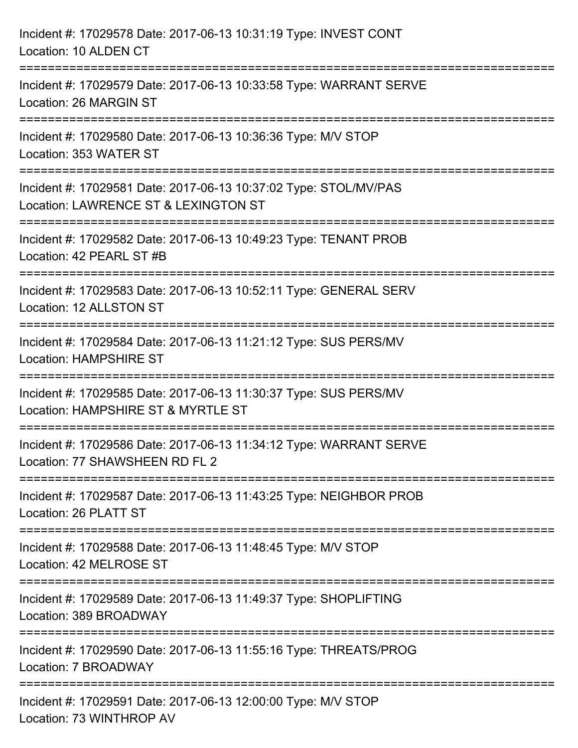Incident #: 17029578 Date: 2017-06-13 10:31:19 Type: INVEST CONT
Location: 10 ALDEN CT

===========================================================================

Incident #: 17029579 Date: 2017-06-13 10:33:58 Type: WARRANT SERVE
Location: 26 MARGIN ST

===========================================================================

Incident #: 17029580 Date: 2017-06-13 10:36:36 Type: M/V STOP
Location: 353 WATER ST

===========================================================================

Incident #: 17029581 Date: 2017-06-13 10:37:02 Type: STOL/MV/PAS
Location: LAWRENCE ST & LEXINGTON ST

===========================================================================

Incident #: 17029582 Date: 2017-06-13 10:49:23 Type: TENANT PROB
Location: 42 PEARL ST #B

===========================================================================

Incident #: 17029583 Date: 2017-06-13 10:52:11 Type: GENERAL SERV
Location: 12 ALLSTON ST

===========================================================================

Incident #: 17029584 Date: 2017-06-13 11:21:12 Type: SUS PERS/MV
Location: HAMPSHIRE ST

===========================================================================

Incident #: 17029585 Date: 2017-06-13 11:30:37 Type: SUS PERS/MV
Location: HAMPSHIRE ST & MYRTLE ST

===========================================================================

Incident #: 17029586 Date: 2017-06-13 11:34:12 Type: WARRANT SERVE
Location: 77 SHAWSHEEN RD FL 2

===========================================================================

Incident #: 17029587 Date: 2017-06-13 11:43:25 Type: NEIGHBOR PROB
Location: 26 PLATT ST

===========================================================================

Incident #: 17029588 Date: 2017-06-13 11:48:45 Type: M/V STOP
Location: 42 MELROSE ST

===========================================================================

Incident #: 17029589 Date: 2017-06-13 11:49:37 Type: SHOPLIFTING
Location: 389 BROADWAY

===========================================================================

Incident #: 17029590 Date: 2017-06-13 11:55:16 Type: THREATS/PROG
Location: 7 BROADWAY

===========================================================================

Incident #: 17029591 Date: 2017-06-13 12:00:00 Type: M/V STOP
Location: 73 WINTHROP AV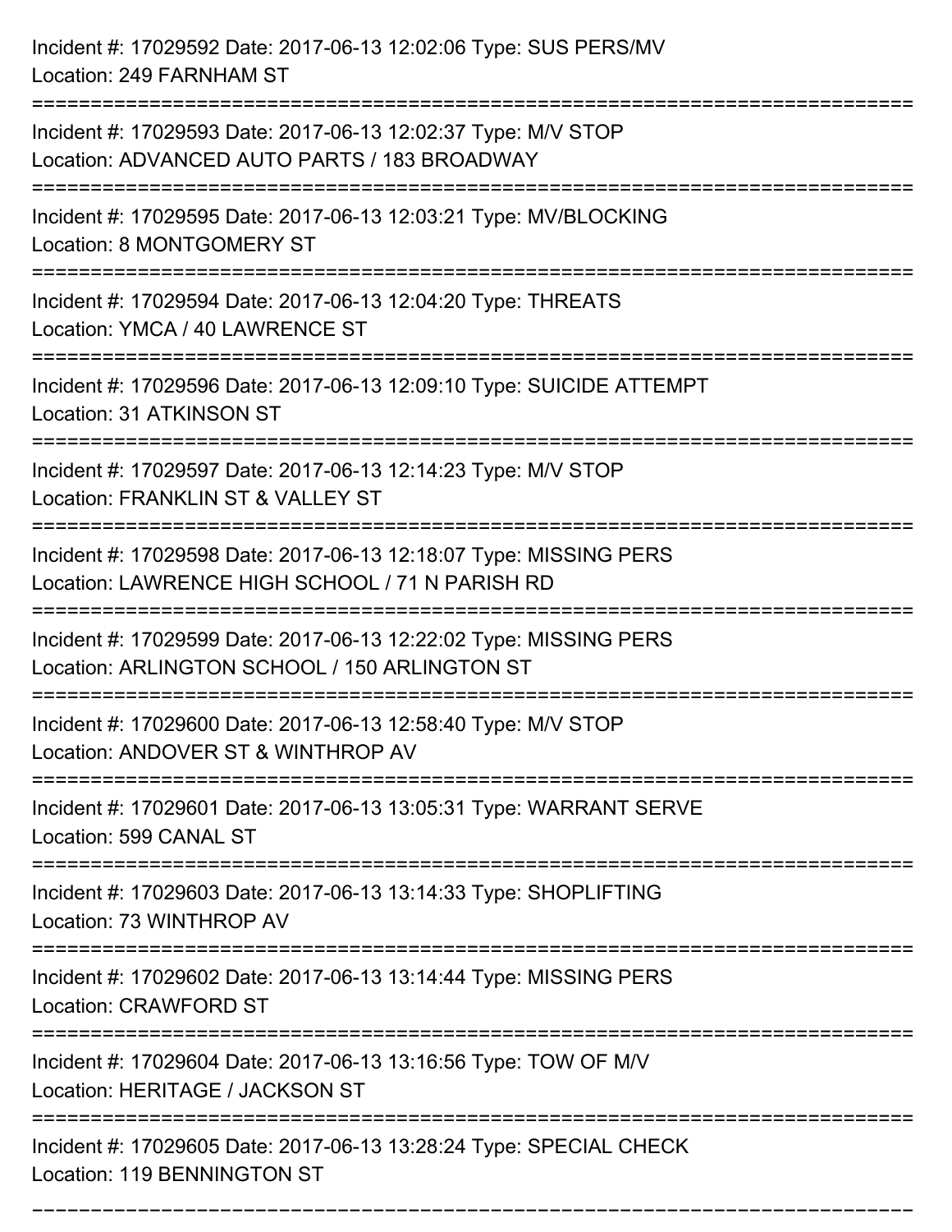Incident #: 17029592 Date: 2017-06-13 12:02:06 Type: SUS PERS/MV
Location: 249 FARNHAM ST

===========================================================================

Incident #: 17029593 Date: 2017-06-13 12:02:37 Type: M/V STOP
Location: ADVANCED AUTO PARTS / 183 BROADWAY

===========================================================================

Incident #: 17029595 Date: 2017-06-13 12:03:21 Type: MV/BLOCKING
Location: 8 MONTGOMERY ST

===========================================================================

Incident #: 17029594 Date: 2017-06-13 12:04:20 Type: THREATS
Location: YMCA / 40 LAWRENCE ST

===========================================================================

Incident #: 17029596 Date: 2017-06-13 12:09:10 Type: SUICIDE ATTEMPT
Location: 31 ATKINSON ST

===========================================================================

Incident #: 17029597 Date: 2017-06-13 12:14:23 Type: M/V STOP
Location: FRANKLIN ST & VALLEY ST

===========================================================================

Incident #: 17029598 Date: 2017-06-13 12:18:07 Type: MISSING PERS
Location: LAWRENCE HIGH SCHOOL / 71 N PARISH RD

===========================================================================

Incident #: 17029599 Date: 2017-06-13 12:22:02 Type: MISSING PERS
Location: ARLINGTON SCHOOL / 150 ARLINGTON ST

===========================================================================

Incident #: 17029600 Date: 2017-06-13 12:58:40 Type: M/V STOP
Location: ANDOVER ST & WINTHROP AV

===========================================================================

Incident #: 17029601 Date: 2017-06-13 13:05:31 Type: WARRANT SERVE
Location: 599 CANAL ST

===========================================================================

Incident #: 17029603 Date: 2017-06-13 13:14:33 Type: SHOPLIFTING
Location: 73 WINTHROP AV

===========================================================================

Incident #: 17029602 Date: 2017-06-13 13:14:44 Type: MISSING PERS
Location: CRAWFORD ST

===========================================================================

Incident #: 17029604 Date: 2017-06-13 13:16:56 Type: TOW OF M/V
Location: HERITAGE / JACKSON ST

===========================================================================

Incident #: 17029605 Date: 2017-06-13 13:28:24 Type: SPECIAL CHECK
Location: 119 BENNINGTON ST

===========================================================================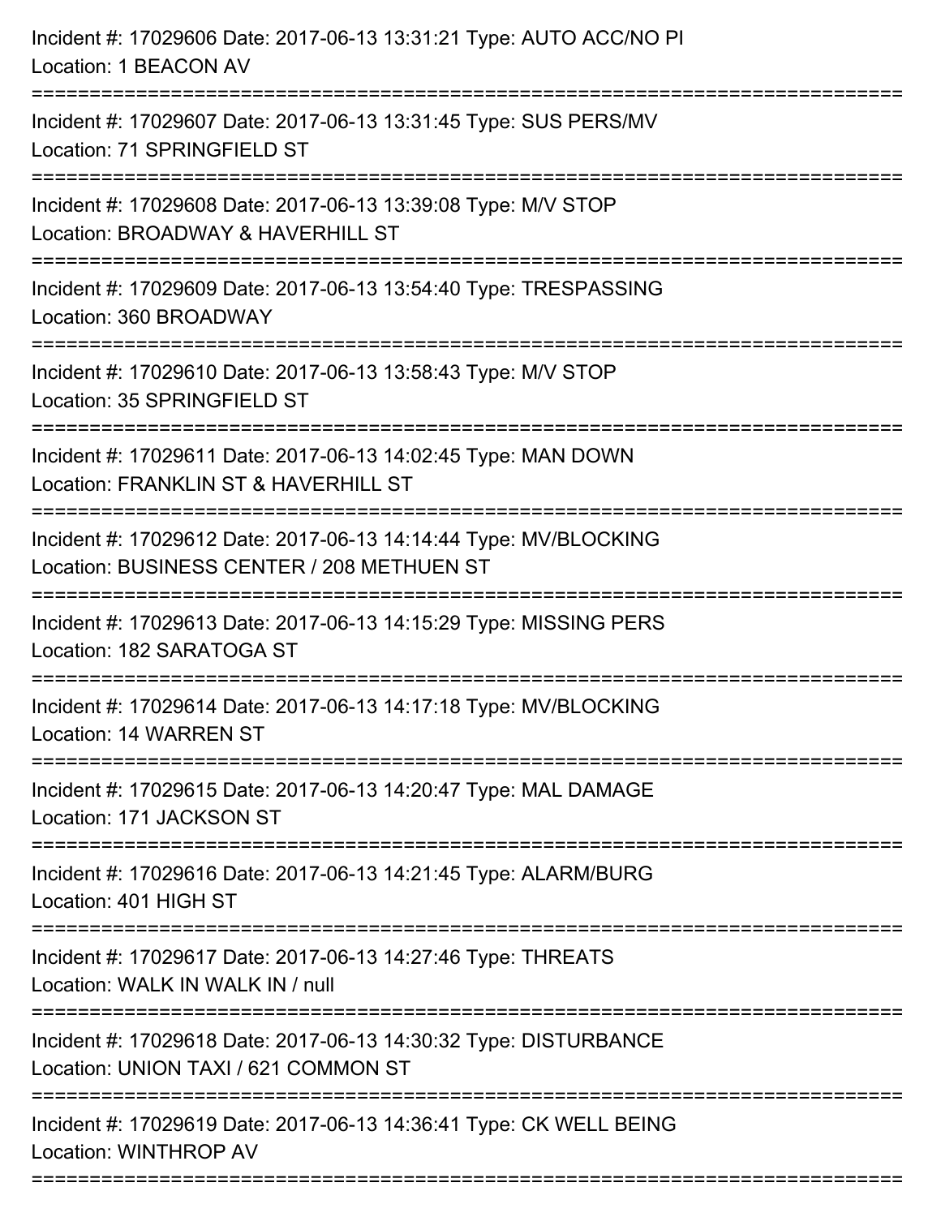Incident #: 17029606 Date: 2017-06-13 13:31:21 Type: AUTO ACC/NO PI
Location: 1 BEACON AV

===========================================================================

Incident #: 17029607 Date: 2017-06-13 13:31:45 Type: SUS PERS/MV
Location: 71 SPRINGFIELD ST

===========================================================================

Incident #: 17029608 Date: 2017-06-13 13:39:08 Type: M/V STOP
Location: BROADWAY & HAVERHILL ST

===========================================================================

Incident #: 17029609 Date: 2017-06-13 13:54:40 Type: TRESPASSING
Location: 360 BROADWAY

===========================================================================

Incident #: 17029610 Date: 2017-06-13 13:58:43 Type: M/V STOP
Location: 35 SPRINGFIELD ST

===========================================================================

Incident #: 17029611 Date: 2017-06-13 14:02:45 Type: MAN DOWN
Location: FRANKLIN ST & HAVERHILL ST

===========================================================================

Incident #: 17029612 Date: 2017-06-13 14:14:44 Type: MV/BLOCKING
Location: BUSINESS CENTER / 208 METHUEN ST

===========================================================================

Incident #: 17029613 Date: 2017-06-13 14:15:29 Type: MISSING PERS
Location: 182 SARATOGA ST

===========================================================================

Incident #: 17029614 Date: 2017-06-13 14:17:18 Type: MV/BLOCKING
Location: 14 WARREN ST

===========================================================================

Incident #: 17029615 Date: 2017-06-13 14:20:47 Type: MAL DAMAGE
Location: 171 JACKSON ST

===========================================================================

Incident #: 17029616 Date: 2017-06-13 14:21:45 Type: ALARM/BURG
Location: 401 HIGH ST

===========================================================================

Incident #: 17029617 Date: 2017-06-13 14:27:46 Type: THREATS
Location: WALK IN WALK IN / null

===========================================================================

Incident #: 17029618 Date: 2017-06-13 14:30:32 Type: DISTURBANCE
Location: UNION TAXI / 621 COMMON ST

===========================================================================

Incident #: 17029619 Date: 2017-06-13 14:36:41 Type: CK WELL BEING
Location: WINTHROP AV

===========================================================================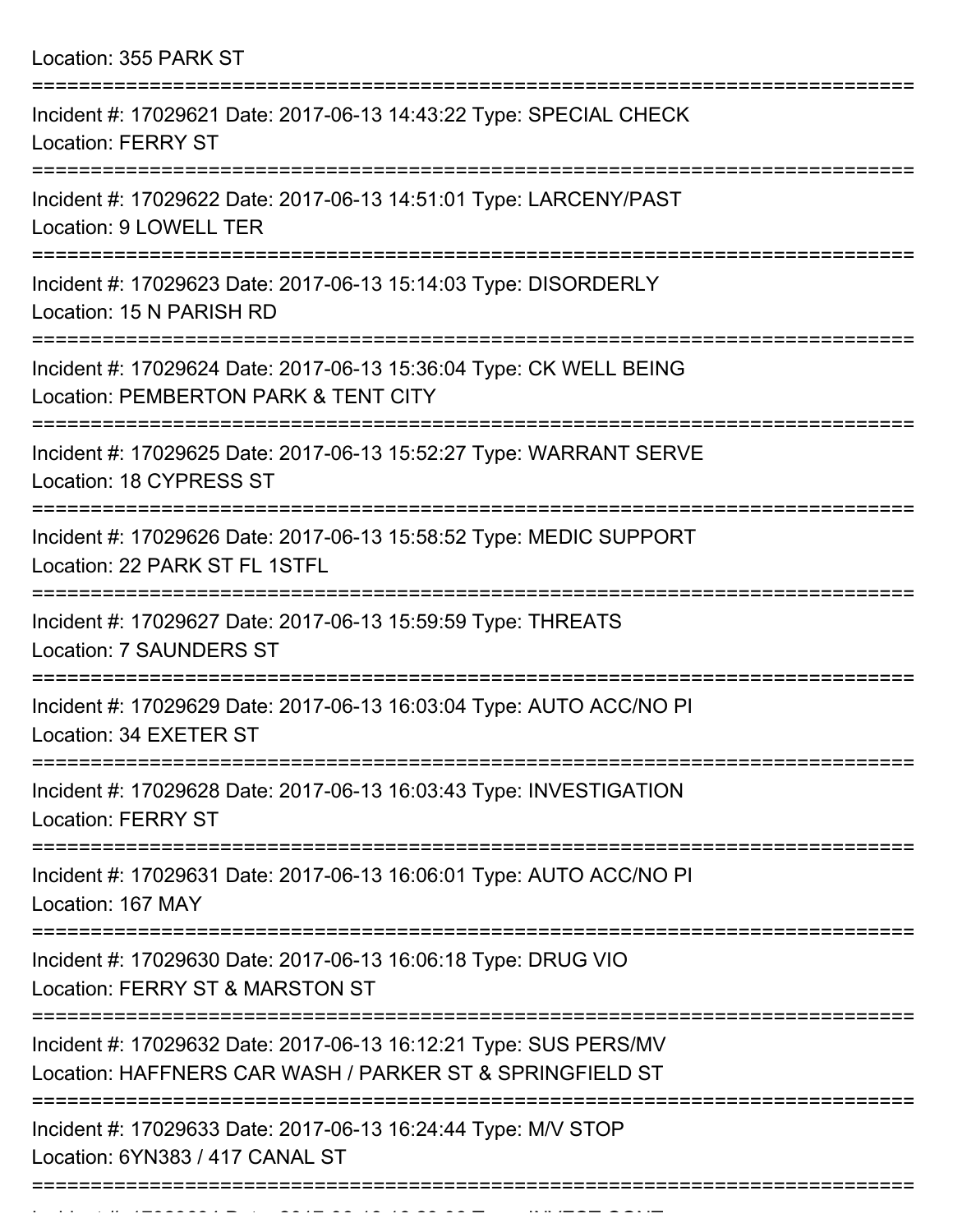Location: 355 PARK ST

===========================================================================

Incident #: 17029621 Date: 2017-06-13 14:43:22 Type: SPECIAL CHECK
Location: FERRY ST

===========================================================================

Incident #: 17029622 Date: 2017-06-13 14:51:01 Type: LARCENY/PAST
Location: 9 LOWELL TER

===========================================================================

Incident #: 17029623 Date: 2017-06-13 15:14:03 Type: DISORDERLY
Location: 15 N PARISH RD

===========================================================================

Incident #: 17029624 Date: 2017-06-13 15:36:04 Type: CK WELL BEING
Location: PEMBERTON PARK & TENT CITY

===========================================================================

Incident #: 17029625 Date: 2017-06-13 15:52:27 Type: WARRANT SERVE
Location: 18 CYPRESS ST

===========================================================================

Incident #: 17029626 Date: 2017-06-13 15:58:52 Type: MEDIC SUPPORT
Location: 22 PARK ST FL 1STFL

===========================================================================

Incident #: 17029627 Date: 2017-06-13 15:59:59 Type: THREATS
Location: 7 SAUNDERS ST

===========================================================================

Incident #: 17029629 Date: 2017-06-13 16:03:04 Type: AUTO ACC/NO PI
Location: 34 EXETER ST

===========================================================================

Incident #: 17029628 Date: 2017-06-13 16:03:43 Type: INVESTIGATION
Location: FERRY ST

===========================================================================

Incident #: 17029631 Date: 2017-06-13 16:06:01 Type: AUTO ACC/NO PI
Location: 167 MAY

===========================================================================

Incident #: 17029630 Date: 2017-06-13 16:06:18 Type: DRUG VIO
Location: FERRY ST & MARSTON ST

===========================================================================

Incident #: 17029632 Date: 2017-06-13 16:12:21 Type: SUS PERS/MV
Location: HAFFNERS CAR WASH / PARKER ST & SPRINGFIELD ST

===========================================================================

Incident #: 17029633 Date: 2017-06-13 16:24:44 Type: M/V STOP
Location: 6YN383 / 417 CANAL ST

===========================================================================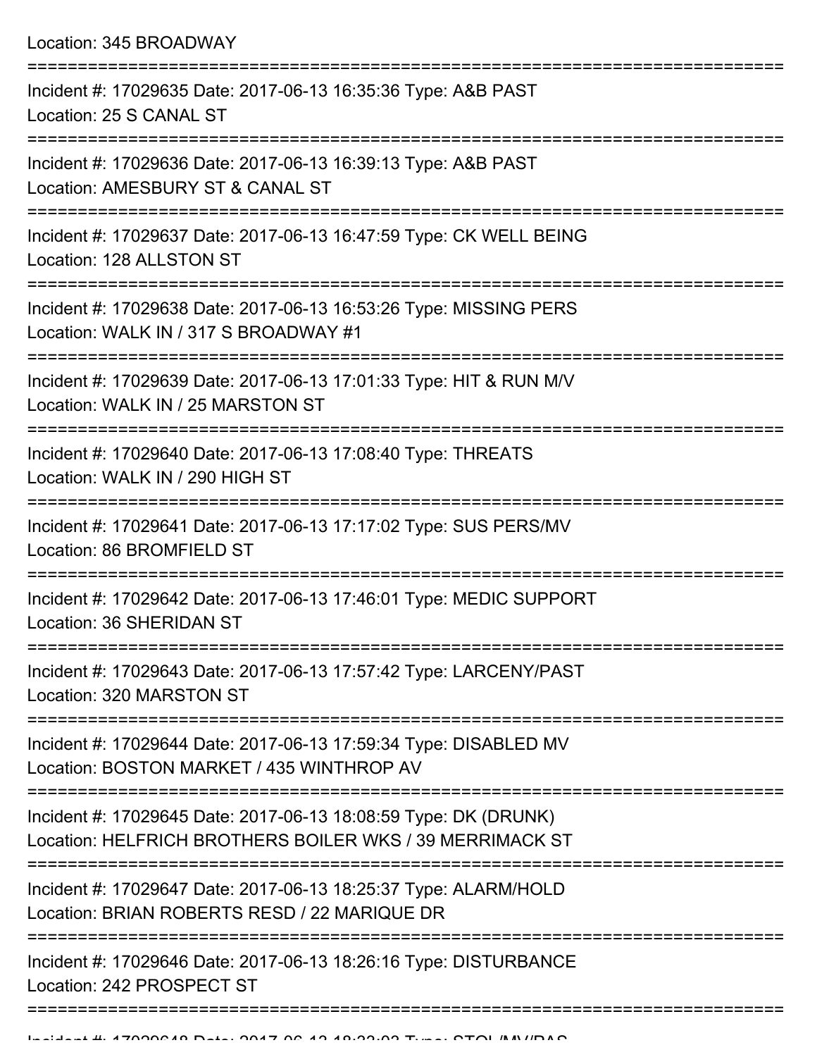Location: 345 BROADWAY

===========================================================================

Incident #: 17029635 Date: 2017-06-13 16:35:36 Type: A&B PAST
Location: 25 S CANAL ST

===========================================================================

Incident #: 17029636 Date: 2017-06-13 16:39:13 Type: A&B PAST
Location: AMESBURY ST & CANAL ST

===========================================================================

Incident #: 17029637 Date: 2017-06-13 16:47:59 Type: CK WELL BEING
Location: 128 ALLSTON ST

===========================================================================

Incident #: 17029638 Date: 2017-06-13 16:53:26 Type: MISSING PERS
Location: WALK IN / 317 S BROADWAY #1

===========================================================================

Incident #: 17029639 Date: 2017-06-13 17:01:33 Type: HIT & RUN M/V
Location: WALK IN / 25 MARSTON ST

===========================================================================

Incident #: 17029640 Date: 2017-06-13 17:08:40 Type: THREATS
Location: WALK IN / 290 HIGH ST

===========================================================================

Incident #: 17029641 Date: 2017-06-13 17:17:02 Type: SUS PERS/MV
Location: 86 BROMFIELD ST

===========================================================================

Incident #: 17029642 Date: 2017-06-13 17:46:01 Type: MEDIC SUPPORT
Location: 36 SHERIDAN ST

===========================================================================

Incident #: 17029643 Date: 2017-06-13 17:57:42 Type: LARCENY/PAST
Location: 320 MARSTON ST

===========================================================================

Incident #: 17029644 Date: 2017-06-13 17:59:34 Type: DISABLED MV
Location: BOSTON MARKET / 435 WINTHROP AV

===========================================================================

Incident #: 17029645 Date: 2017-06-13 18:08:59 Type: DK (DRUNK)
Location: HELFRICH BROTHERS BOILER WKS / 39 MERRIMACK ST

===========================================================================

Incident #: 17029647 Date: 2017-06-13 18:25:37 Type: ALARM/HOLD
Location: BRIAN ROBERTS RESD / 22 MARIQUE DR

===========================================================================

Incident #: 17029646 Date: 2017-06-13 18:26:16 Type: DISTURBANCE
Location: 242 PROSPECT ST

===========================================================================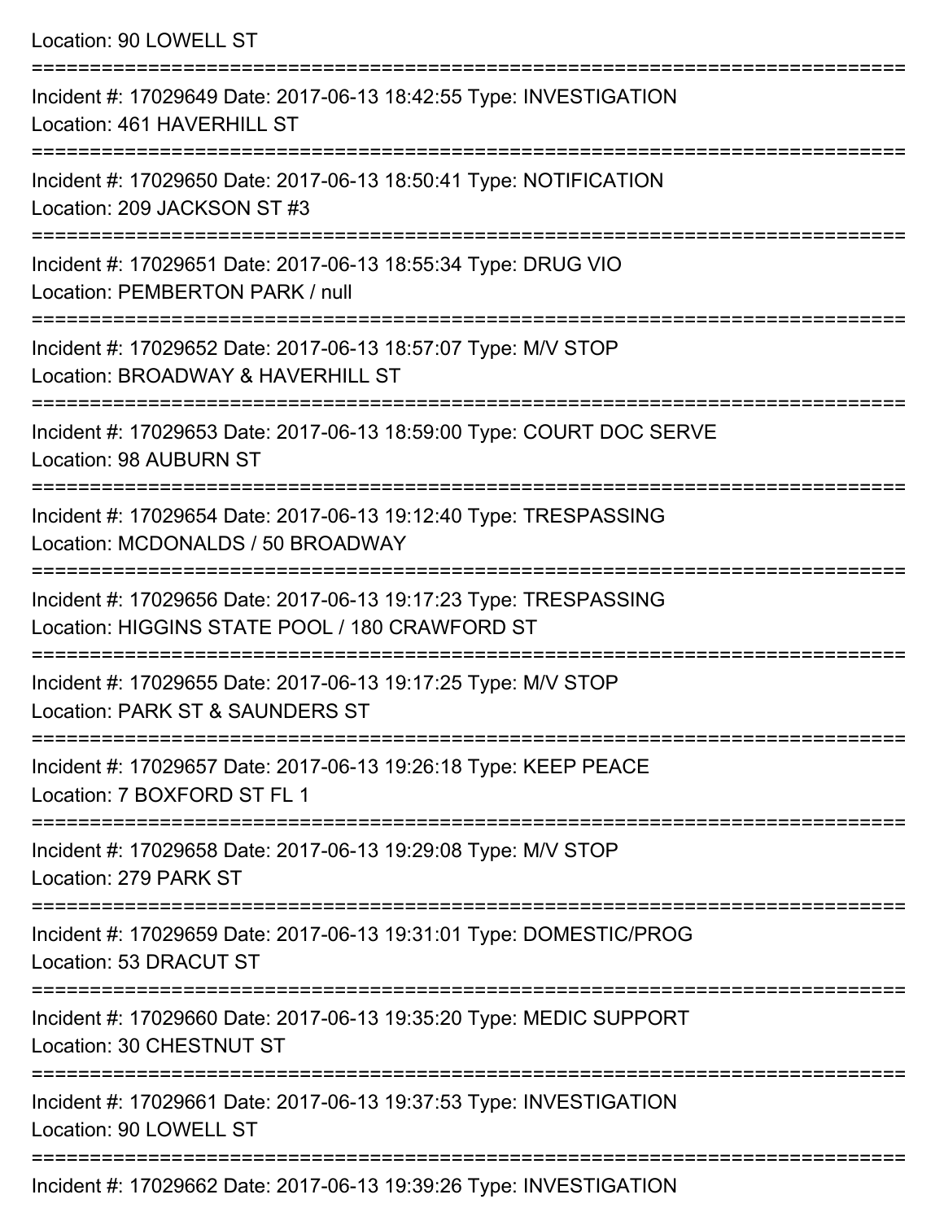Location: 90 LOWELL ST

===========================================================================

Incident #: 17029649 Date: 2017-06-13 18:42:55 Type: INVESTIGATION
Location: 461 HAVERHILL ST

===========================================================================

Incident #: 17029650 Date: 2017-06-13 18:50:41 Type: NOTIFICATION
Location: 209 JACKSON ST #3

===========================================================================

Incident #: 17029651 Date: 2017-06-13 18:55:34 Type: DRUG VIO
Location: PEMBERTON PARK / null

===========================================================================

Incident #: 17029652 Date: 2017-06-13 18:57:07 Type: M/V STOP
Location: BROADWAY & HAVERHILL ST

===========================================================================

Incident #: 17029653 Date: 2017-06-13 18:59:00 Type: COURT DOC SERVE
Location: 98 AUBURN ST

===========================================================================

Incident #: 17029654 Date: 2017-06-13 19:12:40 Type: TRESPASSING
Location: MCDONALDS / 50 BROADWAY

===========================================================================

Incident #: 17029656 Date: 2017-06-13 19:17:23 Type: TRESPASSING
Location: HIGGINS STATE POOL / 180 CRAWFORD ST

===========================================================================

Incident #: 17029655 Date: 2017-06-13 19:17:25 Type: M/V STOP
Location: PARK ST & SAUNDERS ST

===========================================================================

Incident #: 17029657 Date: 2017-06-13 19:26:18 Type: KEEP PEACE
Location: 7 BOXFORD ST FL 1

===========================================================================

Incident #: 17029658 Date: 2017-06-13 19:29:08 Type: M/V STOP
Location: 279 PARK ST

===========================================================================

Incident #: 17029659 Date: 2017-06-13 19:31:01 Type: DOMESTIC/PROG
Location: 53 DRACUT ST

===========================================================================

Incident #: 17029660 Date: 2017-06-13 19:35:20 Type: MEDIC SUPPORT
Location: 30 CHESTNUT ST

===========================================================================

Incident #: 17029661 Date: 2017-06-13 19:37:53 Type: INVESTIGATION
Location: 90 LOWELL ST

===========================================================================

Incident #: 17029662 Date: 2017-06-13 19:39:26 Type: INVESTIGATION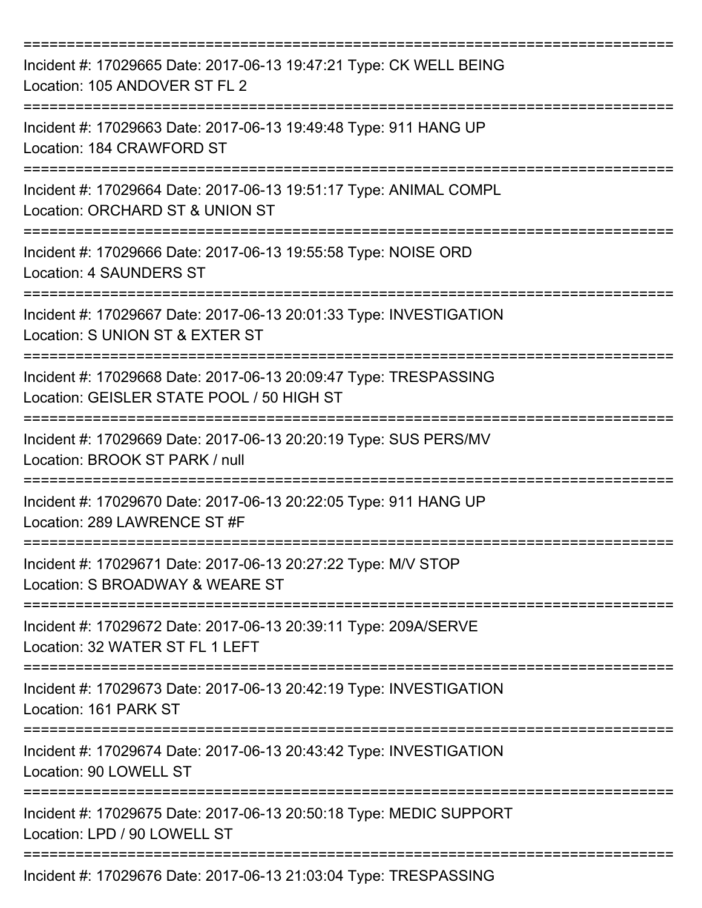===========================================================================

Incident #: 17029665 Date: 2017-06-13 19:47:21 Type: CK WELL BEING
Location: 105 ANDOVER ST FL 2

===========================================================================

Incident #: 17029663 Date: 2017-06-13 19:49:48 Type: 911 HANG UP
Location: 184 CRAWFORD ST

===========================================================================

Incident #: 17029664 Date: 2017-06-13 19:51:17 Type: ANIMAL COMPL
Location: ORCHARD ST & UNION ST

===========================================================================

Incident #: 17029666 Date: 2017-06-13 19:55:58 Type: NOISE ORD
Location: 4 SAUNDERS ST

===========================================================================

Incident #: 17029667 Date: 2017-06-13 20:01:33 Type: INVESTIGATION
Location: S UNION ST & EXTER ST

===========================================================================

Incident #: 17029668 Date: 2017-06-13 20:09:47 Type: TRESPASSING
Location: GEISLER STATE POOL / 50 HIGH ST

===========================================================================

Incident #: 17029669 Date: 2017-06-13 20:20:19 Type: SUS PERS/MV
Location: BROOK ST PARK / null

===========================================================================

Incident #: 17029670 Date: 2017-06-13 20:22:05 Type: 911 HANG UP
Location: 289 LAWRENCE ST #F

===========================================================================

Incident #: 17029671 Date: 2017-06-13 20:27:22 Type: M/V STOP
Location: S BROADWAY & WEARE ST

===========================================================================

Incident #: 17029672 Date: 2017-06-13 20:39:11 Type: 209A/SERVE
Location: 32 WATER ST FL 1 LEFT

===========================================================================

Incident #: 17029673 Date: 2017-06-13 20:42:19 Type: INVESTIGATION
Location: 161 PARK ST

===========================================================================

Incident #: 17029674 Date: 2017-06-13 20:43:42 Type: INVESTIGATION
Location: 90 LOWELL ST

===========================================================================

Incident #: 17029675 Date: 2017-06-13 20:50:18 Type: MEDIC SUPPORT
Location: LPD / 90 LOWELL ST

===========================================================================

Incident #: 17029676 Date: 2017-06-13 21:03:04 Type: TRESPASSING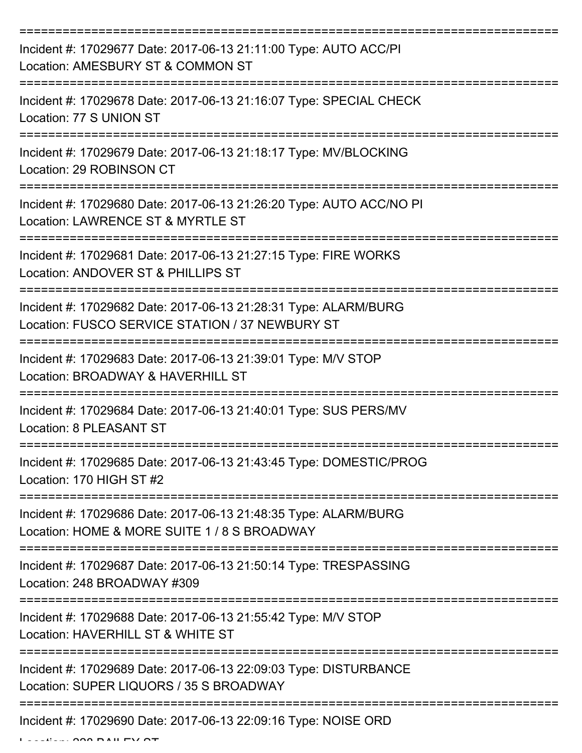===========================================================================

Incident #: 17029677 Date: 2017-06-13 21:11:00 Type: AUTO ACC/PI
Location: AMESBURY ST & COMMON ST

===========================================================================

Incident #: 17029678 Date: 2017-06-13 21:16:07 Type: SPECIAL CHECK
Location: 77 S UNION ST

===========================================================================

Incident #: 17029679 Date: 2017-06-13 21:18:17 Type: MV/BLOCKING
Location: 29 ROBINSON CT

===========================================================================

Incident #: 17029680 Date: 2017-06-13 21:26:20 Type: AUTO ACC/NO PI
Location: LAWRENCE ST & MYRTLE ST

===========================================================================

Incident #: 17029681 Date: 2017-06-13 21:27:15 Type: FIRE WORKS
Location: ANDOVER ST & PHILLIPS ST

===========================================================================

Incident #: 17029682 Date: 2017-06-13 21:28:31 Type: ALARM/BURG
Location: FUSCO SERVICE STATION / 37 NEWBURY ST

===========================================================================

Incident #: 17029683 Date: 2017-06-13 21:39:01 Type: M/V STOP
Location: BROADWAY & HAVERHILL ST

===========================================================================

Incident #: 17029684 Date: 2017-06-13 21:40:01 Type: SUS PERS/MV
Location: 8 PLEASANT ST

===========================================================================

Incident #: 17029685 Date: 2017-06-13 21:43:45 Type: DOMESTIC/PROG
Location: 170 HIGH ST #2

===========================================================================

Incident #: 17029686 Date: 2017-06-13 21:48:35 Type: ALARM/BURG
Location: HOME & MORE SUITE 1 / 8 S BROADWAY

===========================================================================

Incident #: 17029687 Date: 2017-06-13 21:50:14 Type: TRESPASSING
Location: 248 BROADWAY #309

===========================================================================

Incident #: 17029688 Date: 2017-06-13 21:55:42 Type: M/V STOP
Location: HAVERHILL ST & WHITE ST

===========================================================================

Incident #: 17029689 Date: 2017-06-13 22:09:03 Type: DISTURBANCE
Location: SUPER LIQUORS / 35 S BROADWAY

===========================================================================

Incident #: 17029690 Date: 2017-06-13 22:09:16 Type: NOISE ORD
Location: 228 BAILEY ST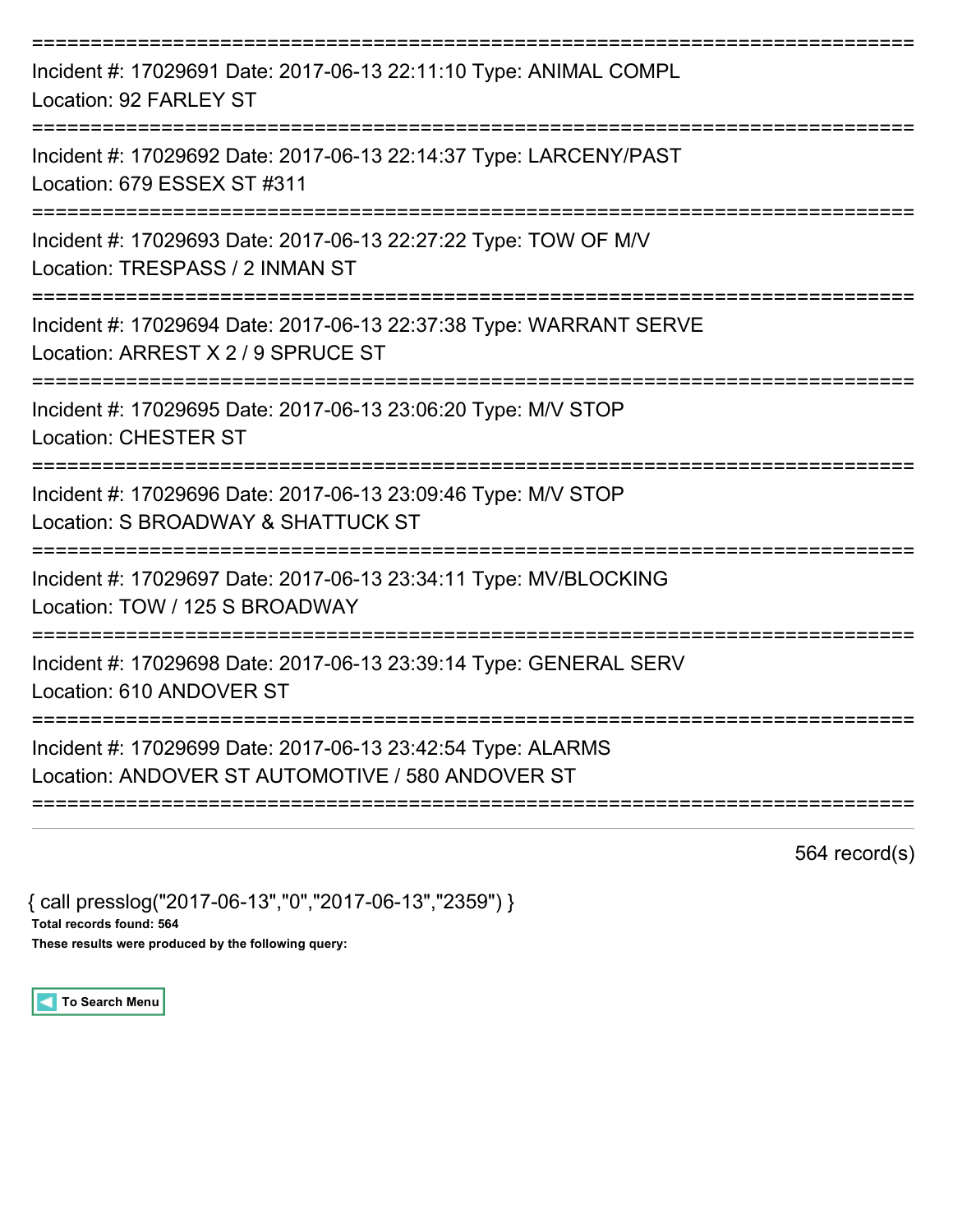===========================================================================

Incident #: 17029691 Date: 2017-06-13 22:11:10 Type: ANIMAL COMPL
Location: 92 FARLEY ST

===========================================================================

Incident #: 17029692 Date: 2017-06-13 22:14:37 Type: LARCENY/PAST
Location: 679 ESSEX ST #311

===========================================================================

Incident #: 17029693 Date: 2017-06-13 22:27:22 Type: TOW OF M/V
Location: TRESPASS / 2 INMAN ST

===========================================================================

Incident #: 17029694 Date: 2017-06-13 22:37:38 Type: WARRANT SERVE
Location: ARREST X 2 / 9 SPRUCE ST

===========================================================================

Incident #: 17029695 Date: 2017-06-13 23:06:20 Type: M/V STOP
Location: CHESTER ST

===========================================================================

Incident #: 17029696 Date: 2017-06-13 23:09:46 Type: M/V STOP
Location: S BROADWAY & SHATTUCK ST

===========================================================================

Incident #: 17029697 Date: 2017-06-13 23:34:11 Type: MV/BLOCKING
Location: TOW / 125 S BROADWAY

===========================================================================

Incident #: 17029698 Date: 2017-06-13 23:39:14 Type: GENERAL SERV
Location: 610 ANDOVER ST

===========================================================================

Incident #: 17029699 Date: 2017-06-13 23:42:54 Type: ALARMS
Location: ANDOVER ST AUTOMOTIVE / 580 ANDOVER ST

===========================================================================

564 record(s)

{ call presslog("2017-06-13","0","2017-06-13","2359") }

**Total records found: 564**

**These results were produced by the following query:**

To Search Menu